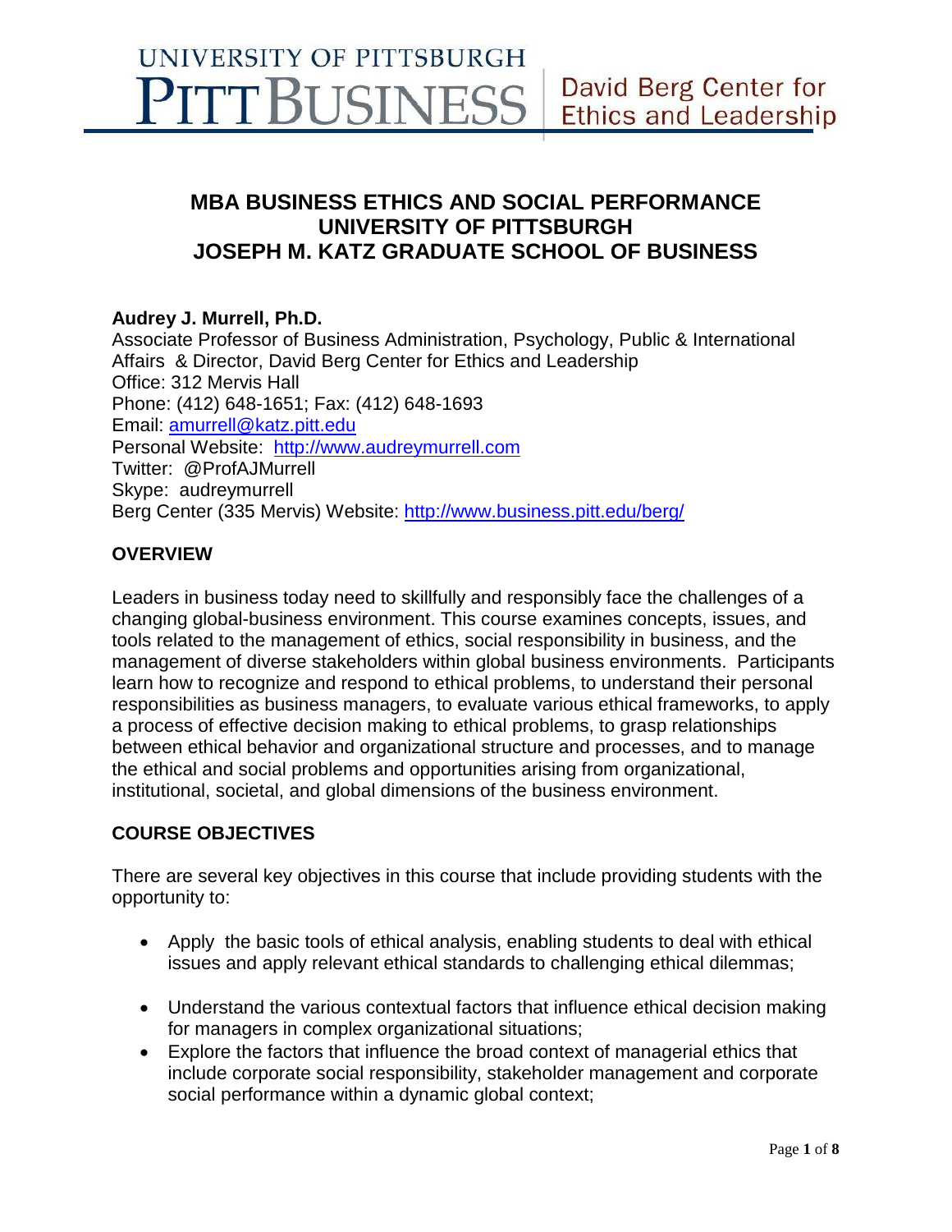UNIVERSITY OF PITTSBURGH
PITT BUSINESS | David Berg Center for Ethics and Leadership

# MBA BUSINESS ETHICS AND SOCIAL PERFORMANCE
# UNIVERSITY OF PITTSBURGH
# JOSEPH M. KATZ GRADUATE SCHOOL OF BUSINESS

**Audrey J. Murrell, Ph.D.**
Associate Professor of Business Administration, Psychology, Public & International Affairs & Director, David Berg Center for Ethics and Leadership
Office: 312 Mervis Hall
Phone: (412) 648-1651; Fax: (412) 648-1693
Email: amurrell@katz.pitt.edu
Personal Website: http://www.audreymurrell.com
Twitter: @ProfAJMurrell
Skype: audreymurrell
Berg Center (335 Mervis) Website: http://www.business.pitt.edu/berg/

## OVERVIEW

Leaders in business today need to skillfully and responsibly face the challenges of a changing global-business environment. This course examines concepts, issues, and tools related to the management of ethics, social responsibility in business, and the management of diverse stakeholders within global business environments. Participants learn how to recognize and respond to ethical problems, to understand their personal responsibilities as business managers, to evaluate various ethical frameworks, to apply a process of effective decision making to ethical problems, to grasp relationships between ethical behavior and organizational structure and processes, and to manage the ethical and social problems and opportunities arising from organizational, institutional, societal, and global dimensions of the business environment.

## COURSE OBJECTIVES

There are several key objectives in this course that include providing students with the opportunity to:

- Apply the basic tools of ethical analysis, enabling students to deal with ethical issues and apply relevant ethical standards to challenging ethical dilemmas;
- Understand the various contextual factors that influence ethical decision making for managers in complex organizational situations;
- Explore the factors that influence the broad context of managerial ethics that include corporate social responsibility, stakeholder management and corporate social performance within a dynamic global context;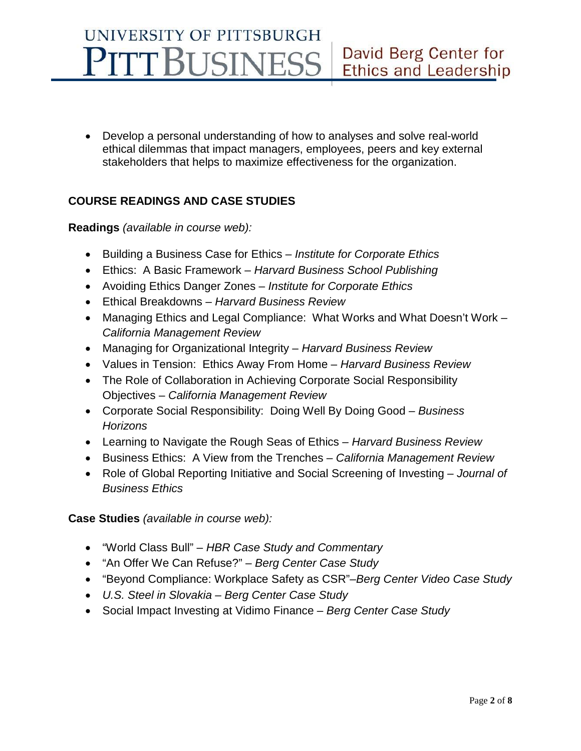- Develop a personal understanding of how to analyses and solve real-world ethical dilemmas that impact managers, employees, peers and key external stakeholders that helps to maximize effectiveness for the organization.

## COURSE READINGS AND CASE STUDIES

**Readings** *(available in course web):*

- Building a Business Case for Ethics – *Institute for Corporate Ethics*
- Ethics: A Basic Framework – *Harvard Business School Publishing*
- Avoiding Ethics Danger Zones – *Institute for Corporate Ethics*
- Ethical Breakdowns – *Harvard Business Review*
- Managing Ethics and Legal Compliance: What Works and What Doesn't Work – *California Management Review*
- Managing for Organizational Integrity – *Harvard Business Review*
- Values in Tension: Ethics Away From Home – *Harvard Business Review*
- The Role of Collaboration in Achieving Corporate Social Responsibility Objectives – *California Management Review*
- Corporate Social Responsibility: Doing Well By Doing Good – *Business Horizons*
- Learning to Navigate the Rough Seas of Ethics – *Harvard Business Review*
- Business Ethics: A View from the Trenches – *California Management Review*
- Role of Global Reporting Initiative and Social Screening of Investing – *Journal of Business Ethics*

**Case Studies** *(available in course web):*

- "World Class Bull" – *HBR Case Study and Commentary*
- "An Offer We Can Refuse?" – *Berg Center Case Study*
- "Beyond Compliance: Workplace Safety as CSR"–*Berg Center Video Case Study*
- *U.S. Steel in Slovakia – Berg Center Case Study*
- Social Impact Investing at Vidimo Finance – *Berg Center Case Study*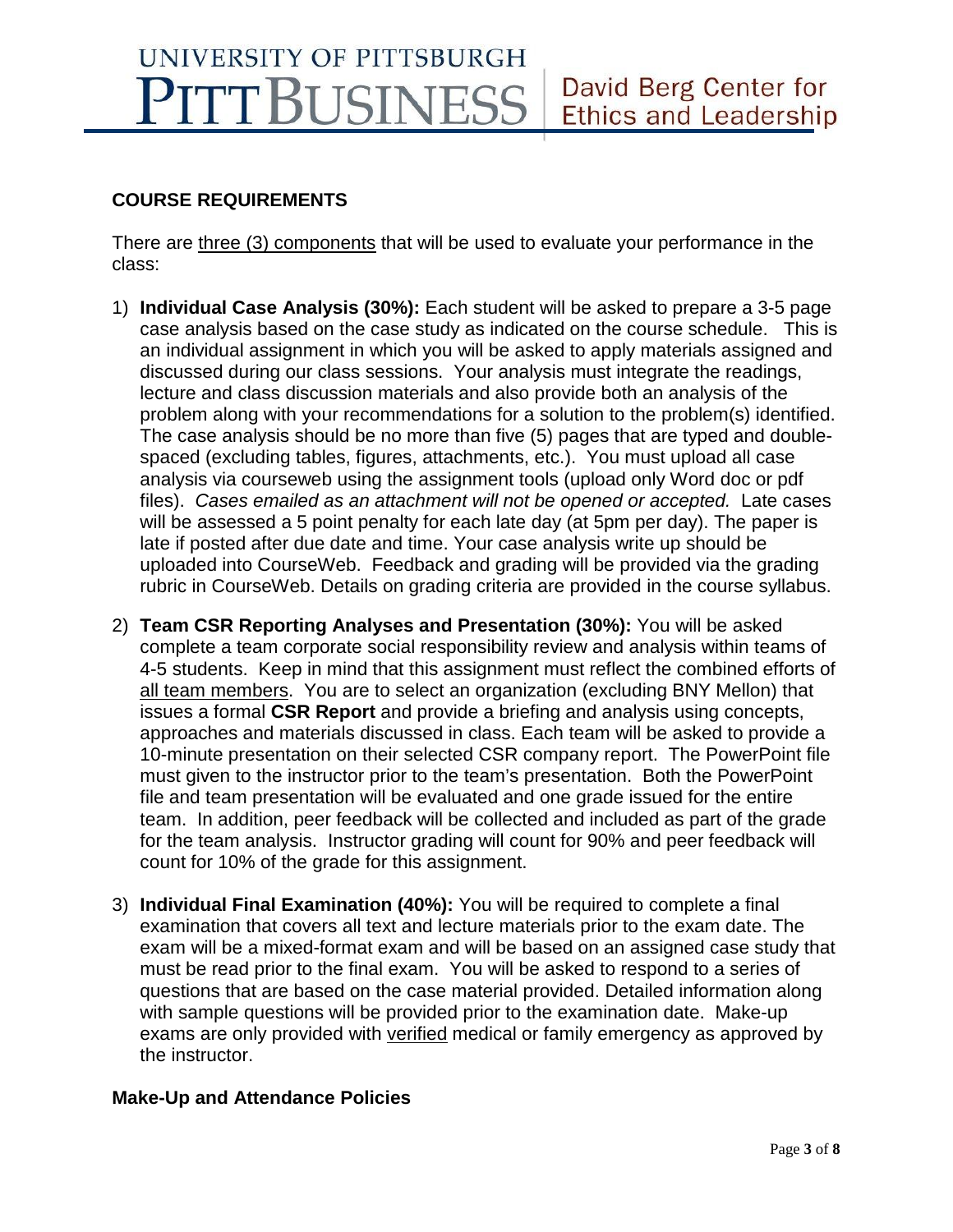## COURSE REQUIREMENTS

There are three (3) components that will be used to evaluate your performance in the class:

1) **Individual Case Analysis (30%):** Each student will be asked to prepare a 3-5 page case analysis based on the case study as indicated on the course schedule. This is an individual assignment in which you will be asked to apply materials assigned and discussed during our class sessions. Your analysis must integrate the readings, lecture and class discussion materials and also provide both an analysis of the problem along with your recommendations for a solution to the problem(s) identified. The case analysis should be no more than five (5) pages that are typed and double-spaced (excluding tables, figures, attachments, etc.). You must upload all case analysis via courseweb using the assignment tools (upload only Word doc or pdf files). *Cases emailed as an attachment will not be opened or accepted.* Late cases will be assessed a 5 point penalty for each late day (at 5pm per day). The paper is late if posted after due date and time. Your case analysis write up should be uploaded into CourseWeb. Feedback and grading will be provided via the grading rubric in CourseWeb. Details on grading criteria are provided in the course syllabus.

2) **Team CSR Reporting Analyses and Presentation (30%):** You will be asked complete a team corporate social responsibility review and analysis within teams of 4-5 students. Keep in mind that this assignment must reflect the combined efforts of all team members. You are to select an organization (excluding BNY Mellon) that issues a formal **CSR Report** and provide a briefing and analysis using concepts, approaches and materials discussed in class. Each team will be asked to provide a 10-minute presentation on their selected CSR company report. The PowerPoint file must given to the instructor prior to the team's presentation. Both the PowerPoint file and team presentation will be evaluated and one grade issued for the entire team. In addition, peer feedback will be collected and included as part of the grade for the team analysis. Instructor grading will count for 90% and peer feedback will count for 10% of the grade for this assignment.

3) **Individual Final Examination (40%):** You will be required to complete a final examination that covers all text and lecture materials prior to the exam date. The exam will be a mixed-format exam and will be based on an assigned case study that must be read prior to the final exam. You will be asked to respond to a series of questions that are based on the case material provided. Detailed information along with sample questions will be provided prior to the examination date. Make-up exams are only provided with verified medical or family emergency as approved by the instructor.

### Make-Up and Attendance Policies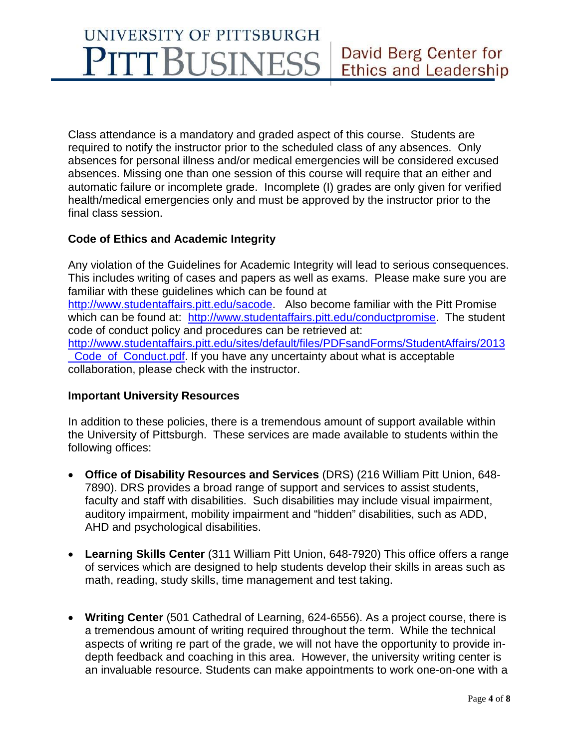Class attendance is a mandatory and graded aspect of this course. Students are required to notify the instructor prior to the scheduled class of any absences. Only absences for personal illness and/or medical emergencies will be considered excused absences. Missing one than one session of this course will require that an either and automatic failure or incomplete grade. Incomplete (I) grades are only given for verified health/medical emergencies only and must be approved by the instructor prior to the final class session.

**Code of Ethics and Academic Integrity**

Any violation of the Guidelines for Academic Integrity will lead to serious consequences. This includes writing of cases and papers as well as exams. Please make sure you are familiar with these guidelines which can be found at http://www.studentaffairs.pitt.edu/sacode. Also become familiar with the Pitt Promise which can be found at: http://www.studentaffairs.pitt.edu/conductpromise. The student code of conduct policy and procedures can be retrieved at: http://www.studentaffairs.pitt.edu/sites/default/files/PDFsandForms/StudentAffairs/2013_Code_of_Conduct.pdf. If you have any uncertainty about what is acceptable collaboration, please check with the instructor.

**Important University Resources**

In addition to these policies, there is a tremendous amount of support available within the University of Pittsburgh. These services are made available to students within the following offices:

- **Office of Disability Resources and Services** (DRS) (216 William Pitt Union, 648-7890). DRS provides a broad range of support and services to assist students, faculty and staff with disabilities. Such disabilities may include visual impairment, auditory impairment, mobility impairment and "hidden" disabilities, such as ADD, AHD and psychological disabilities.

- **Learning Skills Center** (311 William Pitt Union, 648-7920) This office offers a range of services which are designed to help students develop their skills in areas such as math, reading, study skills, time management and test taking.

- **Writing Center** (501 Cathedral of Learning, 624-6556). As a project course, there is a tremendous amount of writing required throughout the term. While the technical aspects of writing re part of the grade, we will not have the opportunity to provide in-depth feedback and coaching in this area. However, the university writing center is an invaluable resource. Students can make appointments to work one-on-one with a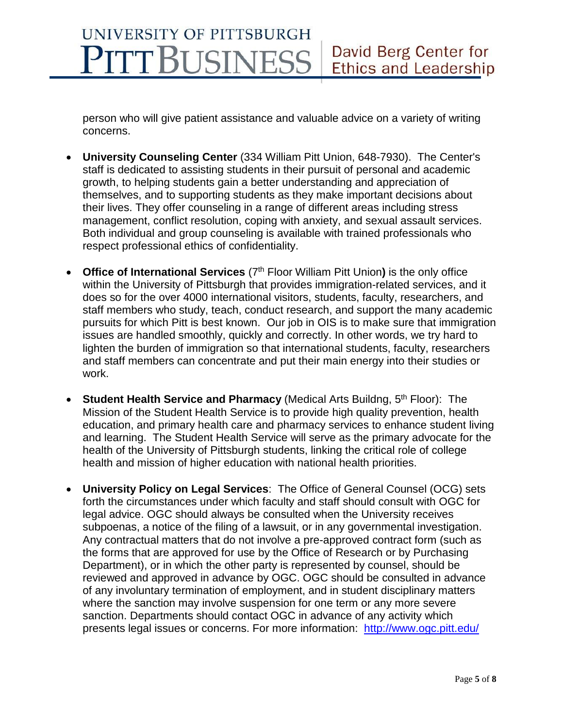person who will give patient assistance and valuable advice on a variety of writing concerns.

- **University Counseling Center** (334 William Pitt Union, 648-7930). The Center's staff is dedicated to assisting students in their pursuit of personal and academic growth, to helping students gain a better understanding and appreciation of themselves, and to supporting students as they make important decisions about their lives. They offer counseling in a range of different areas including stress management, conflict resolution, coping with anxiety, and sexual assault services. Both individual and group counseling is available with trained professionals who respect professional ethics of confidentiality.

- **Office of International Services** (7th Floor William Pitt Union**)** is the only office within the University of Pittsburgh that provides immigration-related services, and it does so for the over 4000 international visitors, students, faculty, researchers, and staff members who study, teach, conduct research, and support the many academic pursuits for which Pitt is best known. Our job in OIS is to make sure that immigration issues are handled smoothly, quickly and correctly. In other words, we try hard to lighten the burden of immigration so that international students, faculty, researchers and staff members can concentrate and put their main energy into their studies or work.

- **Student Health Service and Pharmacy** (Medical Arts Buildng, 5th Floor): The Mission of the Student Health Service is to provide high quality prevention, health education, and primary health care and pharmacy services to enhance student living and learning. The Student Health Service will serve as the primary advocate for the health of the University of Pittsburgh students, linking the critical role of college health and mission of higher education with national health priorities.

- **University Policy on Legal Services**: The Office of General Counsel (OCG) sets forth the circumstances under which faculty and staff should consult with OGC for legal advice. OGC should always be consulted when the University receives subpoenas, a notice of the filing of a lawsuit, or in any governmental investigation. Any contractual matters that do not involve a pre-approved contract form (such as the forms that are approved for use by the Office of Research or by Purchasing Department), or in which the other party is represented by counsel, should be reviewed and approved in advance by OGC. OGC should be consulted in advance of any involuntary termination of employment, and in student disciplinary matters where the sanction may involve suspension for one term or any more severe sanction. Departments should contact OGC in advance of any activity which presents legal issues or concerns. For more information: [http://www.ogc.pitt.edu/](http://www.ogc.pitt.edu/)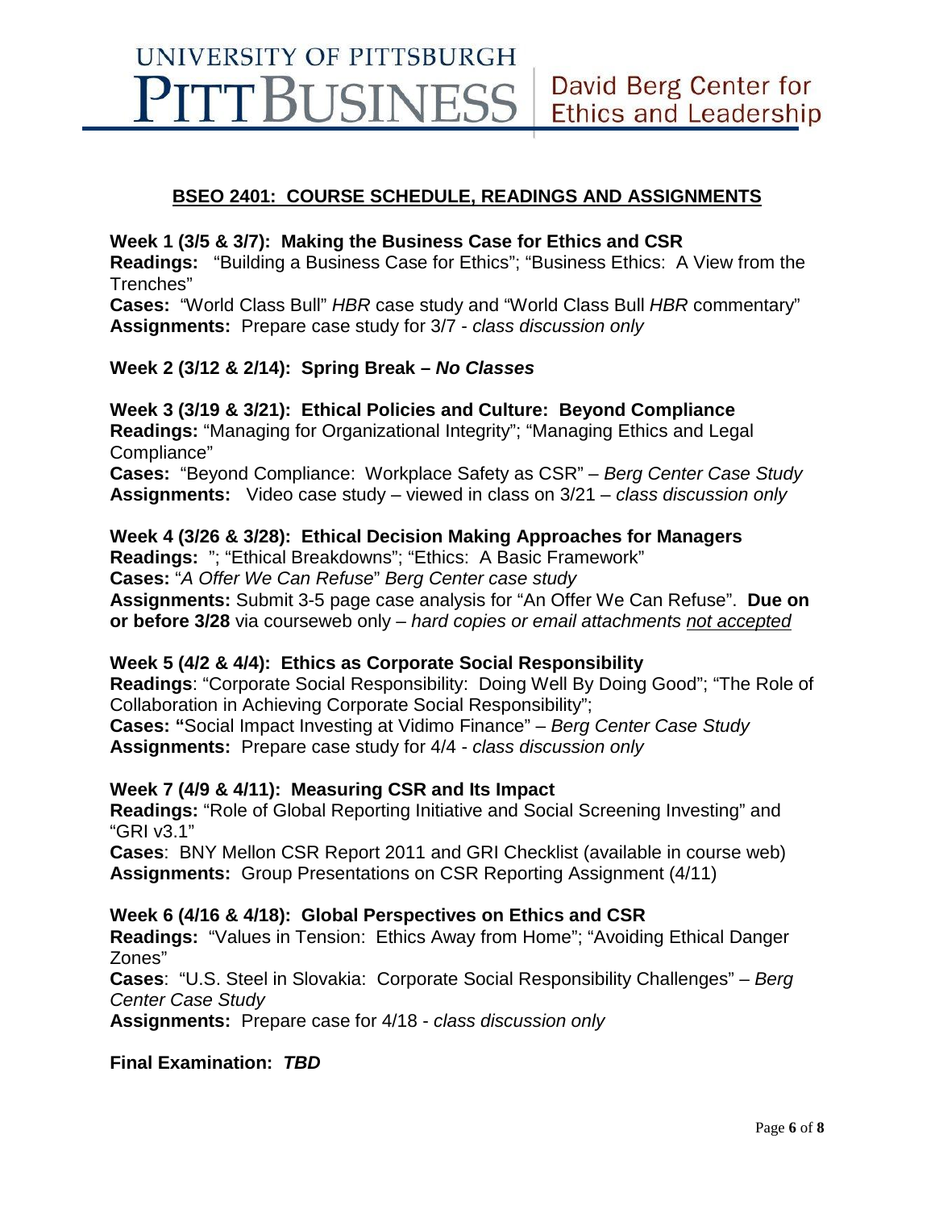UNIVERSITY OF PITTSBURGH
PITT BUSINESS | David Berg Center for Ethics and Leadership

## BSEO 2401: COURSE SCHEDULE, READINGS AND ASSIGNMENTS

**Week 1 (3/5 & 3/7): Making the Business Case for Ethics and CSR**
**Readings:** "Building a Business Case for Ethics"; "Business Ethics: A View from the Trenches"
**Cases:** "World Class Bull" *HBR* case study and "World Class Bull *HBR* commentary"
**Assignments:** Prepare case study for 3/7 - *class discussion only*

**Week 2 (3/12 & 2/14): Spring Break – *No Classes***

**Week 3 (3/19 & 3/21): Ethical Policies and Culture: Beyond Compliance**
**Readings:** "Managing for Organizational Integrity"; "Managing Ethics and Legal Compliance"
**Cases:** "Beyond Compliance: Workplace Safety as CSR" – *Berg Center Case Study*
**Assignments:** Video case study – viewed in class on 3/21 – *class discussion only*

**Week 4 (3/26 & 3/28): Ethical Decision Making Approaches for Managers**
**Readings:** "; "Ethical Breakdowns"; "Ethics: A Basic Framework"
**Cases:** "*A Offer We Can Refuse*" *Berg Center case study*
**Assignments:** Submit 3-5 page case analysis for "An Offer We Can Refuse". **Due on or before 3/28** via courseweb only – *hard copies or email attachments not accepted*

**Week 5 (4/2 & 4/4): Ethics as Corporate Social Responsibility**
**Readings**: "Corporate Social Responsibility: Doing Well By Doing Good"; "The Role of Collaboration in Achieving Corporate Social Responsibility";
**Cases: "**Social Impact Investing at Vidimo Finance" – *Berg Center Case Study*
**Assignments:** Prepare case study for 4/4 - *class discussion only*

**Week 7 (4/9 & 4/11): Measuring CSR and Its Impact**
**Readings:** "Role of Global Reporting Initiative and Social Screening Investing" and "GRI v3.1"
**Cases**: BNY Mellon CSR Report 2011 and GRI Checklist (available in course web)
**Assignments:** Group Presentations on CSR Reporting Assignment (4/11)

**Week 6 (4/16 & 4/18): Global Perspectives on Ethics and CSR**
**Readings:** "Values in Tension: Ethics Away from Home"; "Avoiding Ethical Danger Zones"
**Cases**: "U.S. Steel in Slovakia: Corporate Social Responsibility Challenges" – *Berg Center Case Study*
**Assignments:** Prepare case for 4/18 - *class discussion only*

**Final Examination: *TBD***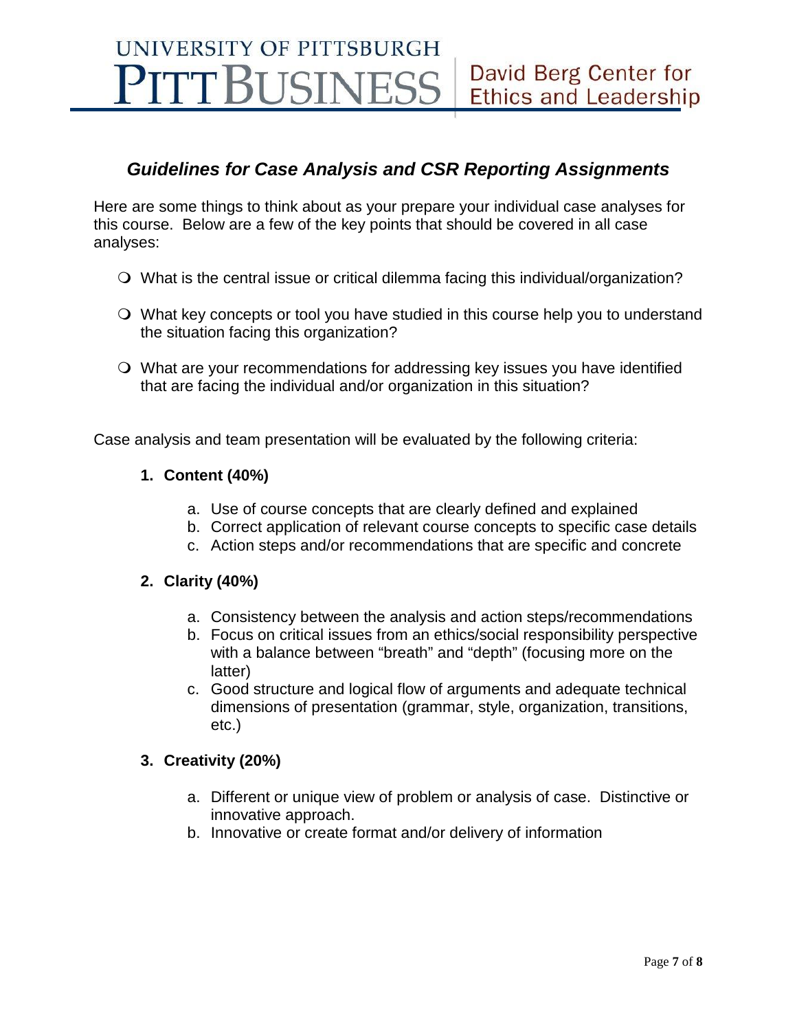UNIVERSITY OF PITTSBURGH
PITT BUSINESS | David Berg Center for Ethics and Leadership

## *Guidelines for Case Analysis and CSR Reporting Assignments*

Here are some things to think about as your prepare your individual case analyses for this course. Below are a few of the key points that should be covered in all case analyses:

- What is the central issue or critical dilemma facing this individual/organization?
- What key concepts or tool you have studied in this course help you to understand the situation facing this organization?
- What are your recommendations for addressing key issues you have identified that are facing the individual and/or organization in this situation?

Case analysis and team presentation will be evaluated by the following criteria:

1. **Content (40%)**
   a. Use of course concepts that are clearly defined and explained
   b. Correct application of relevant course concepts to specific case details
   c. Action steps and/or recommendations that are specific and concrete

2. **Clarity (40%)**
   a. Consistency between the analysis and action steps/recommendations
   b. Focus on critical issues from an ethics/social responsibility perspective with a balance between "breath" and "depth" (focusing more on the latter)
   c. Good structure and logical flow of arguments and adequate technical dimensions of presentation (grammar, style, organization, transitions, etc.)

3. **Creativity (20%)**
   a. Different or unique view of problem or analysis of case. Distinctive or innovative approach.
   b. Innovative or create format and/or delivery of information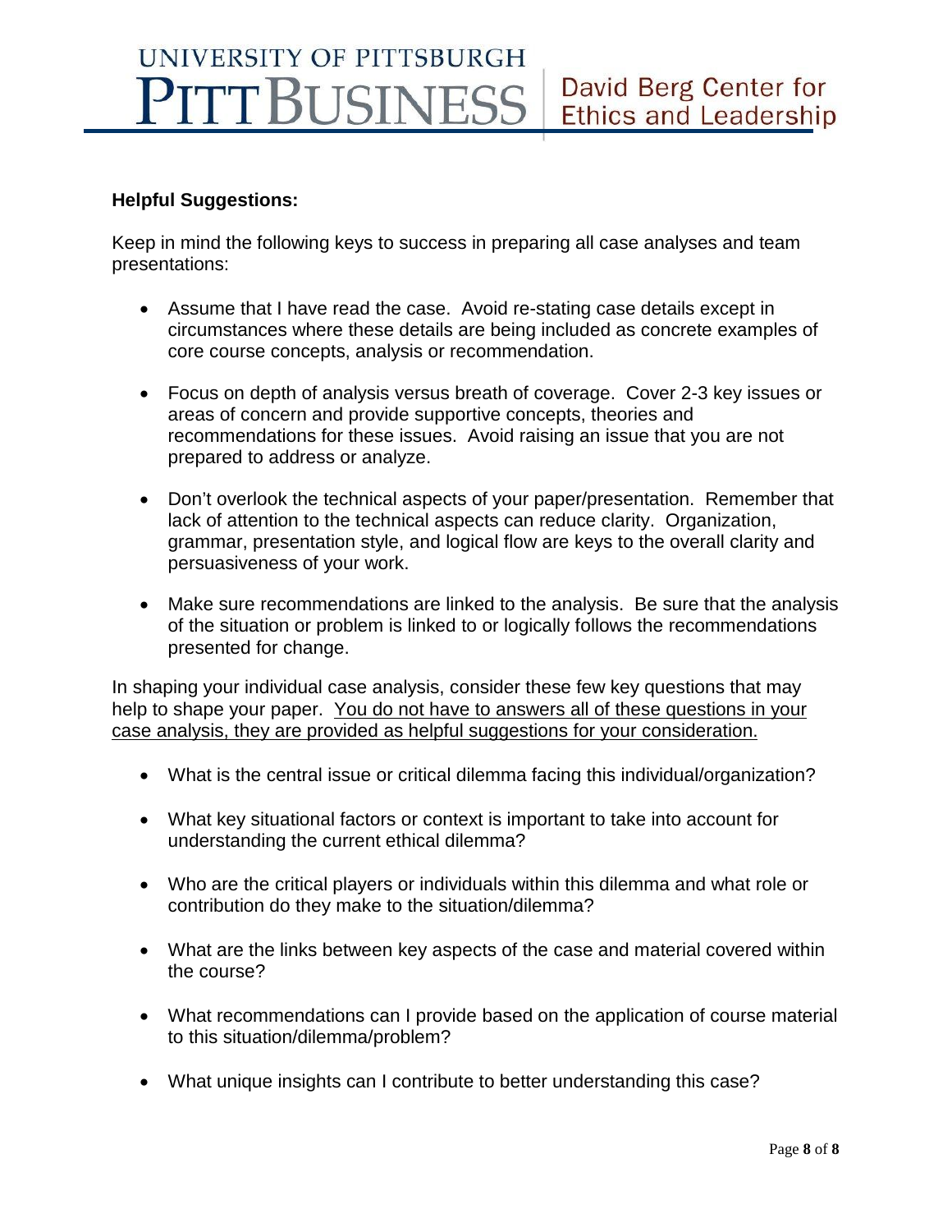**Helpful Suggestions:**

Keep in mind the following keys to success in preparing all case analyses and team presentations:

- Assume that I have read the case. Avoid re-stating case details except in circumstances where these details are being included as concrete examples of core course concepts, analysis or recommendation.

- Focus on depth of analysis versus breath of coverage. Cover 2-3 key issues or areas of concern and provide supportive concepts, theories and recommendations for these issues. Avoid raising an issue that you are not prepared to address or analyze.

- Don't overlook the technical aspects of your paper/presentation. Remember that lack of attention to the technical aspects can reduce clarity. Organization, grammar, presentation style, and logical flow are keys to the overall clarity and persuasiveness of your work.

- Make sure recommendations are linked to the analysis. Be sure that the analysis of the situation or problem is linked to or logically follows the recommendations presented for change.

In shaping your individual case analysis, consider these few key questions that may help to shape your paper. <u>You do not have to answers all of these questions in your case analysis, they are provided as helpful suggestions for your consideration.</u>

- What is the central issue or critical dilemma facing this individual/organization?

- What key situational factors or context is important to take into account for understanding the current ethical dilemma?

- Who are the critical players or individuals within this dilemma and what role or contribution do they make to the situation/dilemma?

- What are the links between key aspects of the case and material covered within the course?

- What recommendations can I provide based on the application of course material to this situation/dilemma/problem?

- What unique insights can I contribute to better understanding this case?